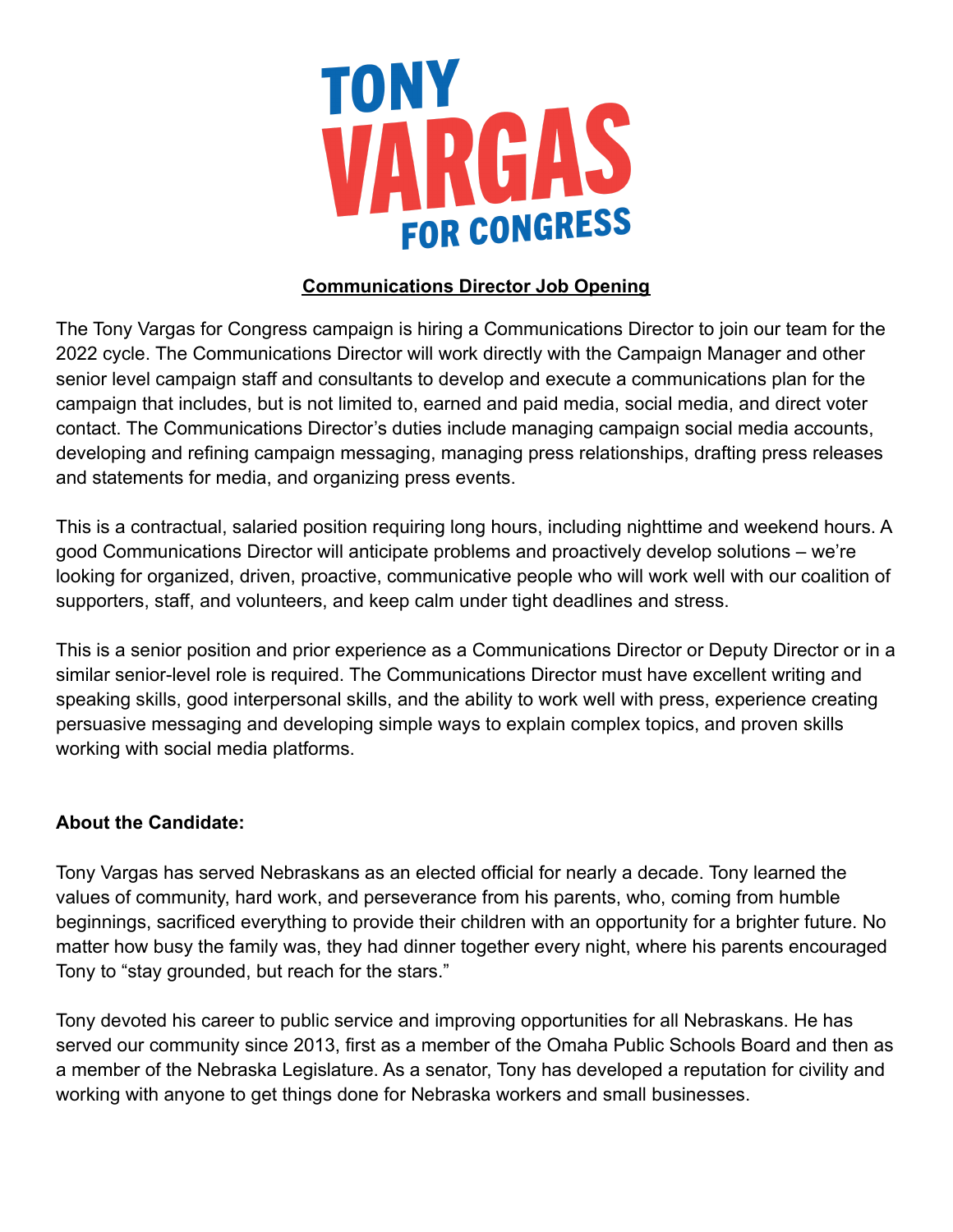# TONY VARGAS FOR CONGRESS

## Communications Director Job Opening

The Tony Vargas for Congress campaign is hiring a Communications Director to join our team for the 2022 cycle. The Communications Director will work directly with the Campaign Manager and other senior level campaign staff and consultants to develop and execute a communications plan for the campaign that includes, but is not limited to, earned and paid media, social media, and direct voter contact. The Communications Director's duties include managing campaign social media accounts, developing and refining campaign messaging, managing press relationships, drafting press releases and statements for media, and organizing press events.

This is a contractual, salaried position requiring long hours, including nighttime and weekend hours. A good Communications Director will anticipate problems and proactively develop solutions – we're looking for organized, driven, proactive, communicative people who will work well with our coalition of supporters, staff, and volunteers, and keep calm under tight deadlines and stress.

This is a senior position and prior experience as a Communications Director or Deputy Director or in a similar senior-level role is required. The Communications Director must have excellent writing and speaking skills, good interpersonal skills, and the ability to work well with press, experience creating persuasive messaging and developing simple ways to explain complex topics, and proven skills working with social media platforms.

**About the Candidate:**

Tony Vargas has served Nebraskans as an elected official for nearly a decade. Tony learned the values of community, hard work, and perseverance from his parents, who, coming from humble beginnings, sacrificed everything to provide their children with an opportunity for a brighter future. No matter how busy the family was, they had dinner together every night, where his parents encouraged Tony to "stay grounded, but reach for the stars."

Tony devoted his career to public service and improving opportunities for all Nebraskans. He has served our community since 2013, first as a member of the Omaha Public Schools Board and then as a member of the Nebraska Legislature. As a senator, Tony has developed a reputation for civility and working with anyone to get things done for Nebraska workers and small businesses.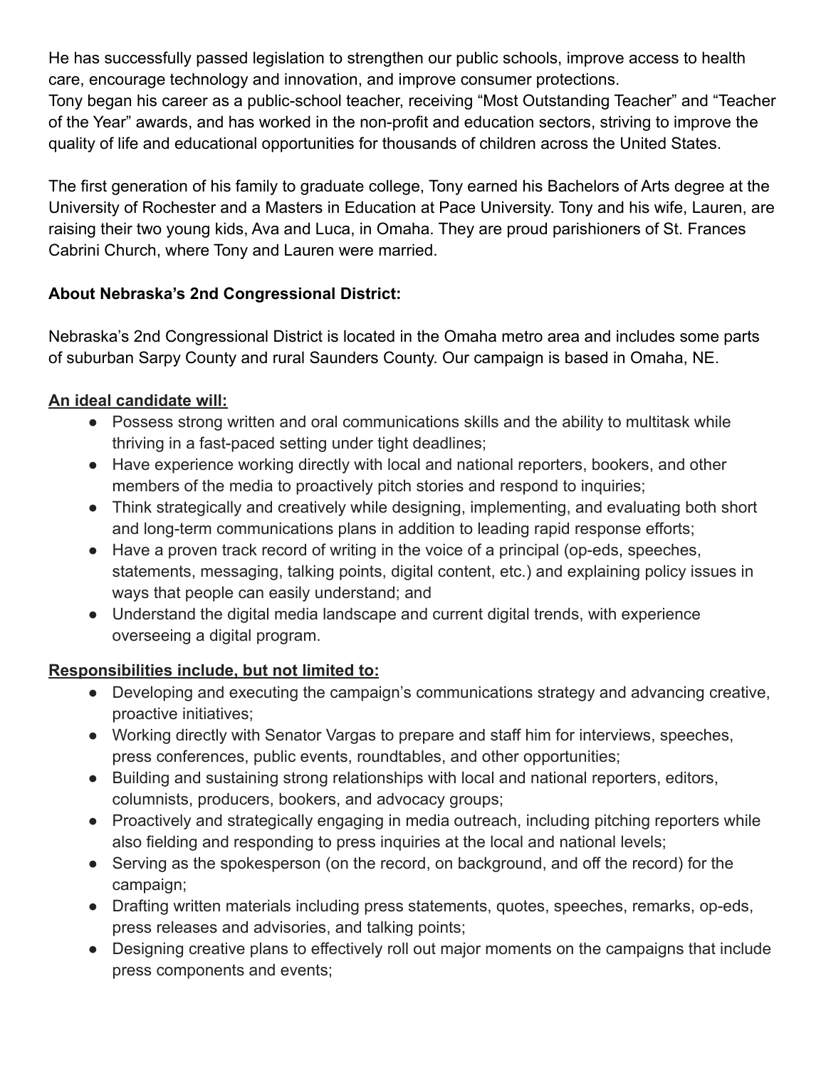He has successfully passed legislation to strengthen our public schools, improve access to health care, encourage technology and innovation, and improve consumer protections.
Tony began his career as a public-school teacher, receiving "Most Outstanding Teacher" and "Teacher of the Year" awards, and has worked in the non-profit and education sectors, striving to improve the quality of life and educational opportunities for thousands of children across the United States.

The first generation of his family to graduate college, Tony earned his Bachelors of Arts degree at the University of Rochester and a Masters in Education at Pace University. Tony and his wife, Lauren, are raising their two young kids, Ava and Luca, in Omaha. They are proud parishioners of St. Frances Cabrini Church, where Tony and Lauren were married.

**About Nebraska's 2nd Congressional District:**

Nebraska's 2nd Congressional District is located in the Omaha metro area and includes some parts of suburban Sarpy County and rural Saunders County. Our campaign is based in Omaha, NE.

**An ideal candidate will:**

- Possess strong written and oral communications skills and the ability to multitask while thriving in a fast-paced setting under tight deadlines;
- Have experience working directly with local and national reporters, bookers, and other members of the media to proactively pitch stories and respond to inquiries;
- Think strategically and creatively while designing, implementing, and evaluating both short and long-term communications plans in addition to leading rapid response efforts;
- Have a proven track record of writing in the voice of a principal (op-eds, speeches, statements, messaging, talking points, digital content, etc.) and explaining policy issues in ways that people can easily understand; and
- Understand the digital media landscape and current digital trends, with experience overseeing a digital program.

**Responsibilities include, but not limited to:**

- Developing and executing the campaign's communications strategy and advancing creative, proactive initiatives;
- Working directly with Senator Vargas to prepare and staff him for interviews, speeches, press conferences, public events, roundtables, and other opportunities;
- Building and sustaining strong relationships with local and national reporters, editors, columnists, producers, bookers, and advocacy groups;
- Proactively and strategically engaging in media outreach, including pitching reporters while also fielding and responding to press inquiries at the local and national levels;
- Serving as the spokesperson (on the record, on background, and off the record) for the campaign;
- Drafting written materials including press statements, quotes, speeches, remarks, op-eds, press releases and advisories, and talking points;
- Designing creative plans to effectively roll out major moments on the campaigns that include press components and events;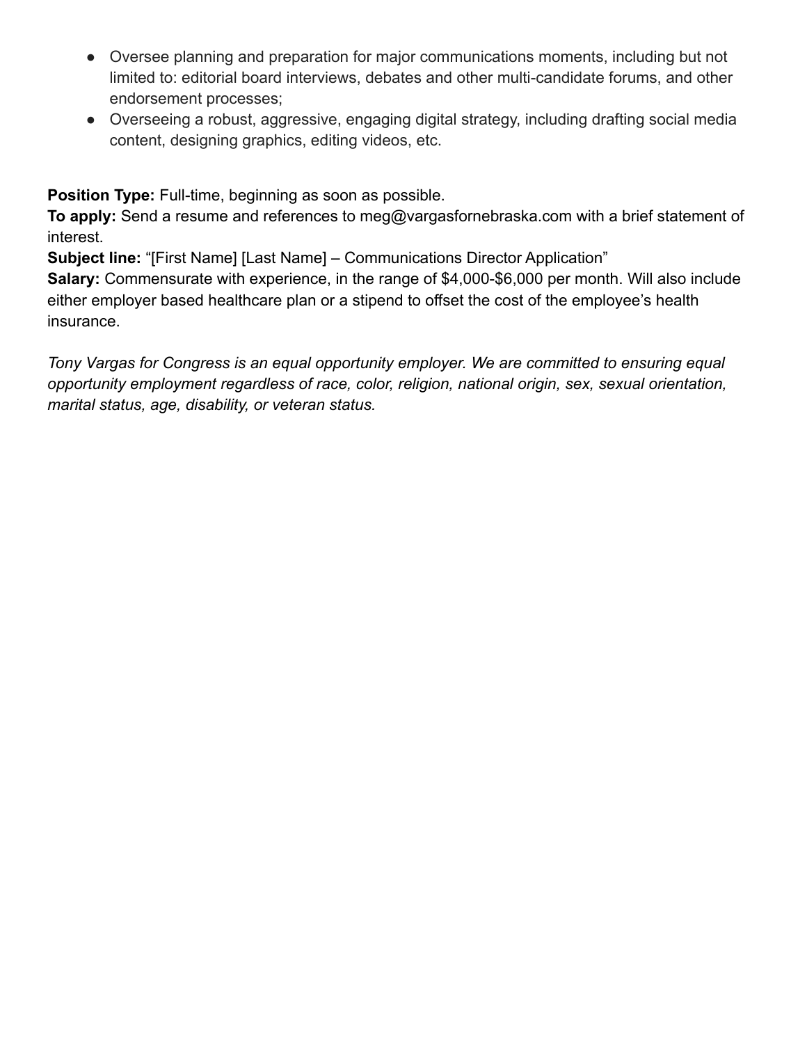- Oversee planning and preparation for major communications moments, including but not limited to: editorial board interviews, debates and other multi-candidate forums, and other endorsement processes;
- Overseeing a robust, aggressive, engaging digital strategy, including drafting social media content, designing graphics, editing videos, etc.

**Position Type:** Full-time, beginning as soon as possible.
**To apply:** Send a resume and references to meg@vargasfornebraska.com with a brief statement of interest.
**Subject line:** "[First Name] [Last Name] – Communications Director Application"
**Salary:** Commensurate with experience, in the range of $4,000-$6,000 per month. Will also include either employer based healthcare plan or a stipend to offset the cost of the employee's health insurance.

*Tony Vargas for Congress is an equal opportunity employer. We are committed to ensuring equal opportunity employment regardless of race, color, religion, national origin, sex, sexual orientation, marital status, age, disability, or veteran status.*